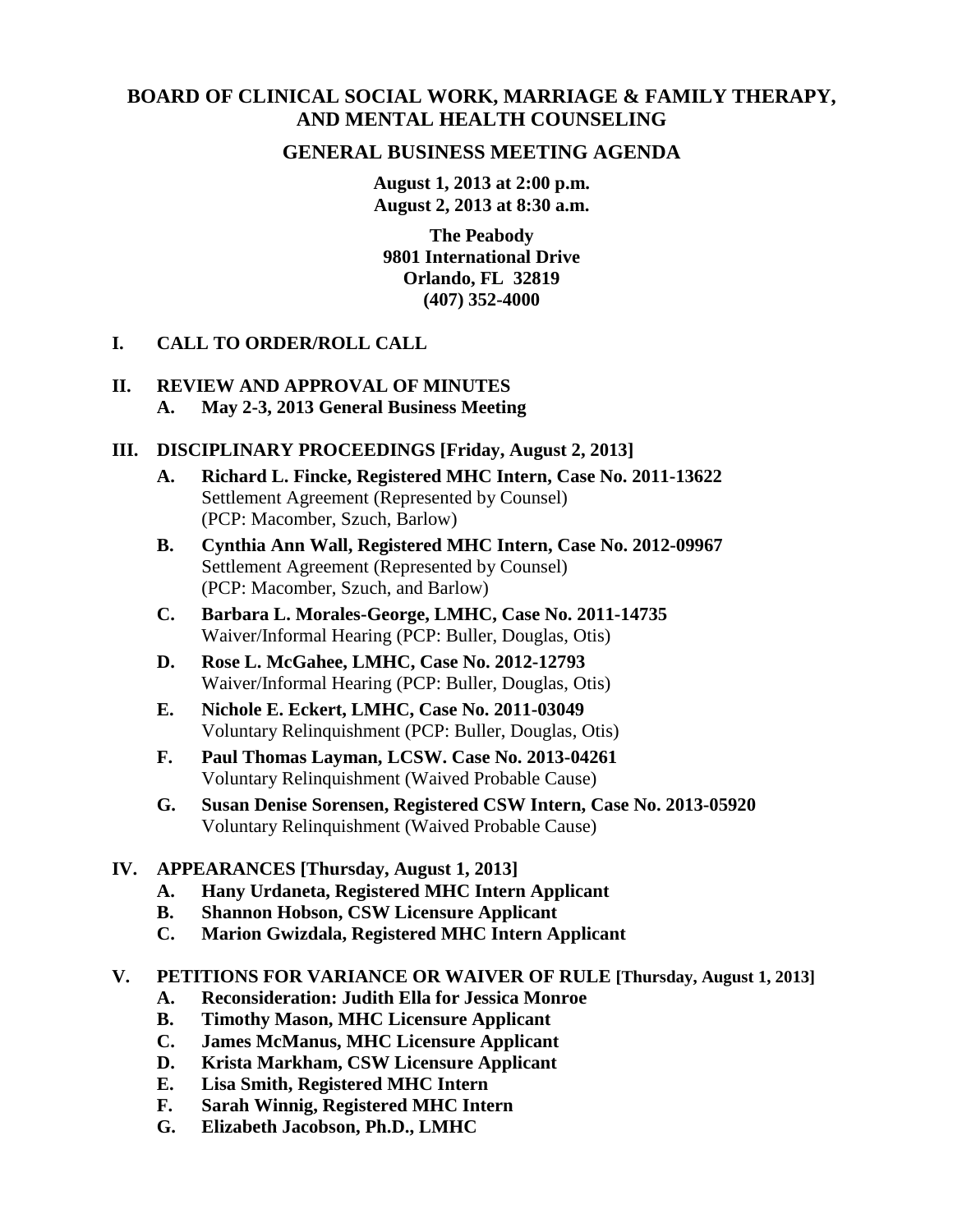# BOARD OF CLINICAL SOCIAL WORK, MARRIAGE & FAMILY THERAPY, AND MENTAL HEALTH COUNSELING

## GENERAL BUSINESS MEETING AGENDA

**August 1, 2013 at 2:00 p.m.**
**August 2, 2013 at 8:30 a.m.**

**The Peabody**
**9801 International Drive**
**Orlando, FL 32819**
**(407) 352-4000**

## I. CALL TO ORDER/ROLL CALL

## II. REVIEW AND APPROVAL OF MINUTES

**A. May 2-3, 2013 General Business Meeting**

## III. DISCIPLINARY PROCEEDINGS [Friday, August 2, 2013]

**A. Richard L. Fincke, Registered MHC Intern, Case No. 2011-13622**
Settlement Agreement (Represented by Counsel)
(PCP: Macomber, Szuch, Barlow)

**B. Cynthia Ann Wall, Registered MHC Intern, Case No. 2012-09967**
Settlement Agreement (Represented by Counsel)
(PCP: Macomber, Szuch, and Barlow)

**C. Barbara L. Morales-George, LMHC, Case No. 2011-14735**
Waiver/Informal Hearing (PCP: Buller, Douglas, Otis)

**D. Rose L. McGahee, LMHC, Case No. 2012-12793**
Waiver/Informal Hearing (PCP: Buller, Douglas, Otis)

**E. Nichole E. Eckert, LMHC, Case No. 2011-03049**
Voluntary Relinquishment (PCP: Buller, Douglas, Otis)

**F. Paul Thomas Layman, LCSW. Case No. 2013-04261**
Voluntary Relinquishment (Waived Probable Cause)

**G. Susan Denise Sorensen, Registered CSW Intern, Case No. 2013-05920**
Voluntary Relinquishment (Waived Probable Cause)

## IV. APPEARANCES [Thursday, August 1, 2013]

**A. Hany Urdaneta, Registered MHC Intern Applicant**
**B. Shannon Hobson, CSW Licensure Applicant**
**C. Marion Gwizdala, Registered MHC Intern Applicant**

## V. PETITIONS FOR VARIANCE OR WAIVER OF RULE [Thursday, August 1, 2013]

**A. Reconsideration: Judith Ella for Jessica Monroe**
**B. Timothy Mason, MHC Licensure Applicant**
**C. James McManus, MHC Licensure Applicant**
**D. Krista Markham, CSW Licensure Applicant**
**E. Lisa Smith, Registered MHC Intern**
**F. Sarah Winnig, Registered MHC Intern**
**G. Elizabeth Jacobson, Ph.D., LMHC**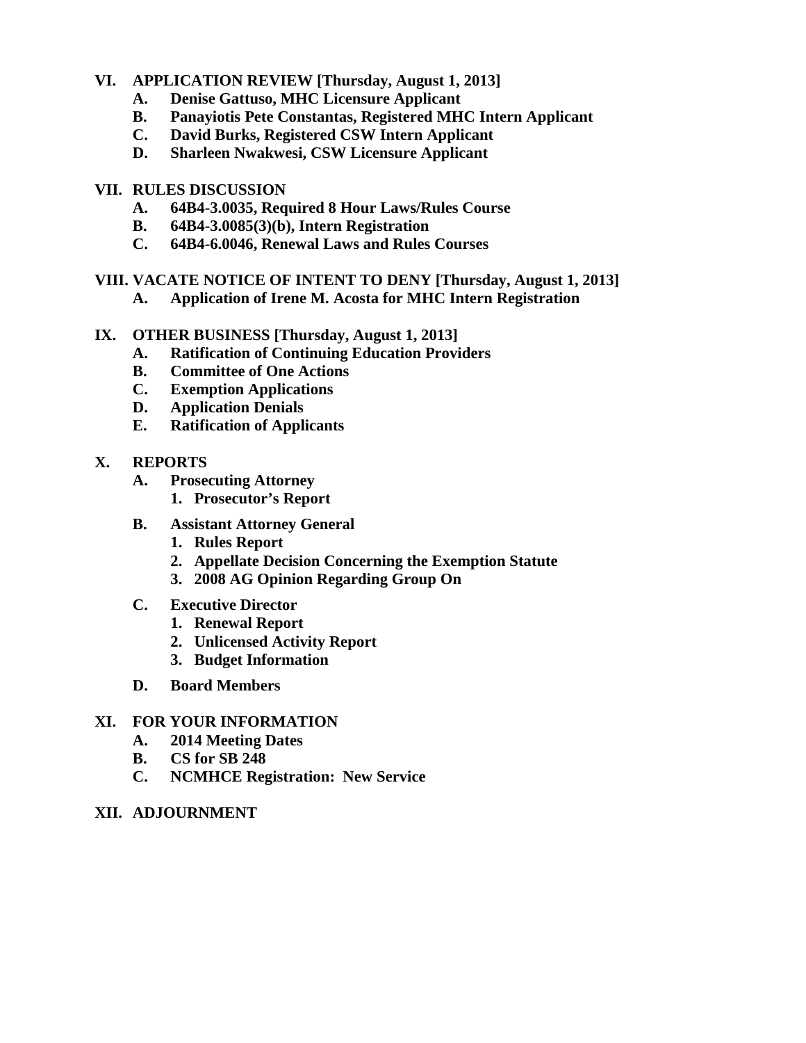**VI. APPLICATION REVIEW [Thursday, August 1, 2013]**

- **A. Denise Gattuso, MHC Licensure Applicant**
- **B. Panayiotis Pete Constantas, Registered MHC Intern Applicant**
- **C. David Burks, Registered CSW Intern Applicant**
- **D. Sharleen Nwakwesi, CSW Licensure Applicant**

**VII. RULES DISCUSSION**

- **A. 64B4-3.0035, Required 8 Hour Laws/Rules Course**
- **B. 64B4-3.0085(3)(b), Intern Registration**
- **C. 64B4-6.0046, Renewal Laws and Rules Courses**

**VIII. VACATE NOTICE OF INTENT TO DENY [Thursday, August 1, 2013]**

- **A. Application of Irene M. Acosta for MHC Intern Registration**

**IX. OTHER BUSINESS [Thursday, August 1, 2013]**

- **A. Ratification of Continuing Education Providers**
- **B. Committee of One Actions**
- **C. Exemption Applications**
- **D. Application Denials**
- **E. Ratification of Applicants**

**X. REPORTS**

- **A. Prosecuting Attorney**
  1. **Prosecutor's Report**
- **B. Assistant Attorney General**
  1. **Rules Report**
  2. **Appellate Decision Concerning the Exemption Statute**
  3. **2008 AG Opinion Regarding Group On**
- **C. Executive Director**
  1. **Renewal Report**
  2. **Unlicensed Activity Report**
  3. **Budget Information**
- **D. Board Members**

**XI. FOR YOUR INFORMATION**

- **A. 2014 Meeting Dates**
- **B. CS for SB 248**
- **C. NCMHCE Registration: New Service**

**XII. ADJOURNMENT**